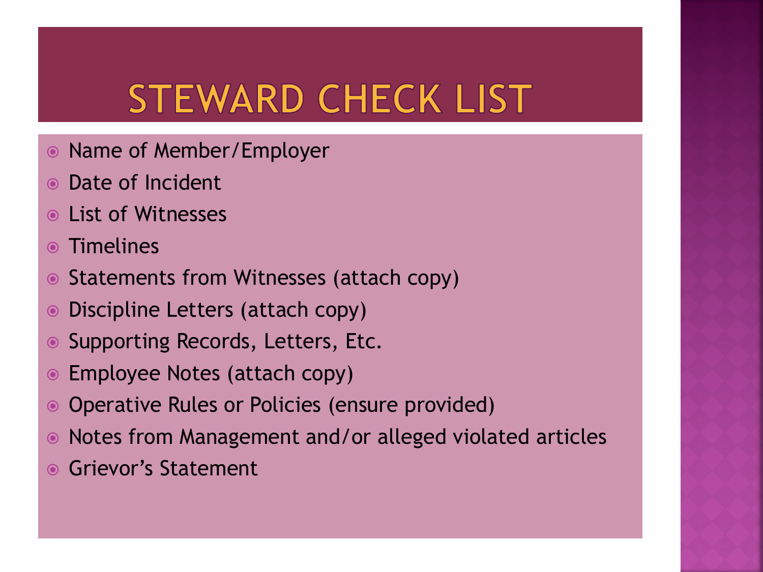# STEWARD CHECK LIST

- Name of Member/Employer
- Date of Incident
- List of Witnesses
- Timelines
- Statements from Witnesses (attach copy)
- Discipline Letters (attach copy)
- Supporting Records, Letters, Etc.
- Employee Notes (attach copy)
- Operative Rules or Policies (ensure provided)
- Notes from Management and/or alleged violated articles
- Grievor's Statement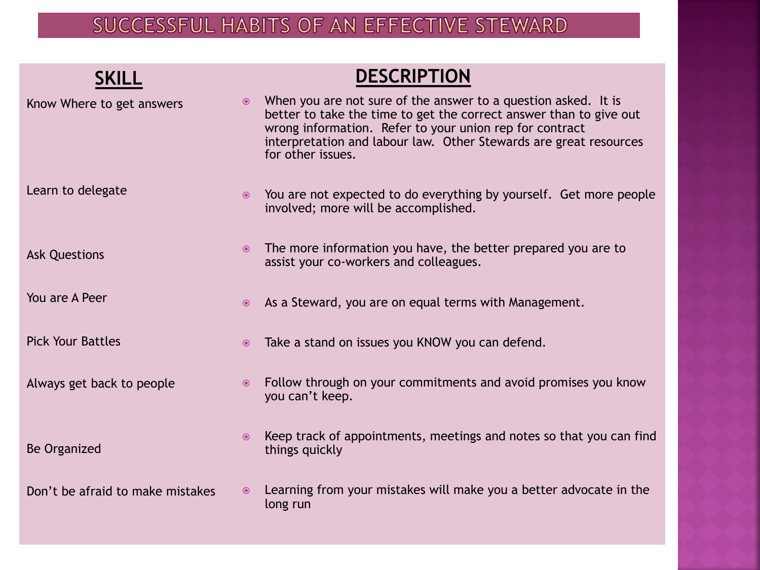# SUCCESSFUL HABITS OF AN EFFECTIVE STEWARD

| SKILL | DESCRIPTION |
| --- | --- |
| Know Where to get answers | When you are not sure of the answer to a question asked. It is better to take the time to get the correct answer than to give out wrong information. Refer to your union rep for contract interpretation and labour law. Other Stewards are great resources for other issues. |
| Learn to delegate | You are not expected to do everything by yourself. Get more people involved; more will be accomplished. |
| Ask Questions | The more information you have, the better prepared you are to assist your co-workers and colleagues. |
| You are A Peer | As a Steward, you are on equal terms with Management. |
| Pick Your Battles | Take a stand on issues you KNOW you can defend. |
| Always get back to people | Follow through on your commitments and avoid promises you know you can't keep. |
| Be Organized | Keep track of appointments, meetings and notes so that you can find things quickly |
| Don't be afraid to make mistakes | Learning from your mistakes will make you a better advocate in the long run |